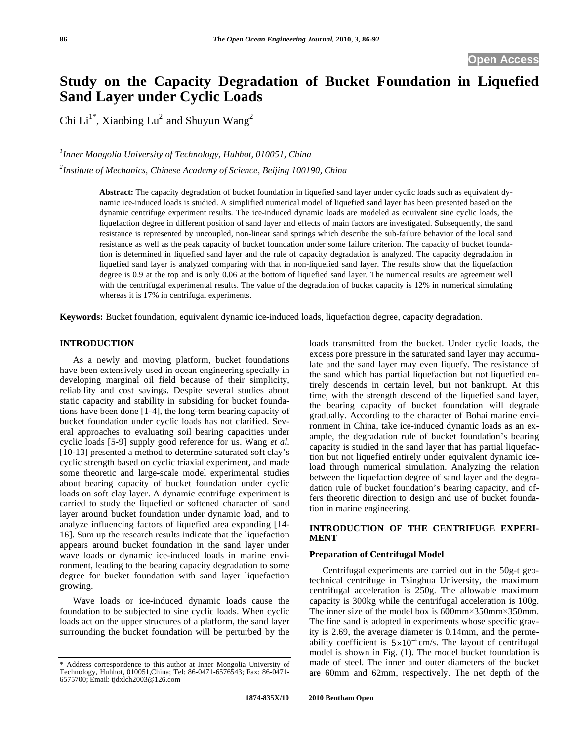# Study on the Capacity Degradation of Bucket Foundation in Liquefied Sand Layer under Cyclic Loads

Chi Li[1*], Xiaobing Lu[2] and Shuyun Wang[2]

[1]*Inner Mongolia University of Technology, Huhhot, 010051, China*

[2]*Institute of Mechanics, Chinese Academy of Science, Beijing 100190, China*

**Abstract:** The capacity degradation of bucket foundation in liquefied sand layer under cyclic loads such as equivalent dynamic ice-induced loads is studied. A simplified numerical model of liquefied sand layer has been presented based on the dynamic centrifuge experiment results. The ice-induced dynamic loads are modeled as equivalent sine cyclic loads, the liquefaction degree in different position of sand layer and effects of main factors are investigated. Subsequently, the sand resistance is represented by uncoupled, non-linear sand springs which describe the sub-failure behavior of the local sand resistance as well as the peak capacity of bucket foundation under some failure criterion. The capacity of bucket foundation is determined in liquefied sand layer and the rule of capacity degradation is analyzed. The capacity degradation in liquefied sand layer is analyzed comparing with that in non-liquefied sand layer. The results show that the liquefaction degree is 0.9 at the top and is only 0.06 at the bottom of liquefied sand layer. The numerical results are agreement well with the centrifugal experimental results. The value of the degradation of bucket capacity is 12% in numerical simulating whereas it is 17% in centrifugal experiments.

**Keywords:** Bucket foundation, equivalent dynamic ice-induced loads, liquefaction degree, capacity degradation.

## INTRODUCTION

As a newly and moving platform, bucket foundations have been extensively used in ocean engineering specially in developing marginal oil field because of their simplicity, reliability and cost savings. Despite several studies about static capacity and stability in subsiding for bucket foundations have been done [1-4], the long-term bearing capacity of bucket foundation under cyclic loads has not clarified. Several approaches to evaluating soil bearing capacities under cyclic loads [5-9] supply good reference for us. Wang *et al.* [10-13] presented a method to determine saturated soft clay's cyclic strength based on cyclic triaxial experiment, and made some theoretic and large-scale model experimental studies about bearing capacity of bucket foundation under cyclic loads on soft clay layer. A dynamic centrifuge experiment is carried to study the liquefied or softened character of sand layer around bucket foundation under dynamic load, and to analyze influencing factors of liquefied area expanding [14-16]. Sum up the research results indicate that the liquefaction appears around bucket foundation in the sand layer under wave loads or dynamic ice-induced loads in marine environment, leading to the bearing capacity degradation to some degree for bucket foundation with sand layer liquefaction growing.

Wave loads or ice-induced dynamic loads cause the foundation to be subjected to sine cyclic loads. When cyclic loads act on the upper structures of a platform, the sand layer surrounding the bucket foundation will be perturbed by the loads transmitted from the bucket. Under cyclic loads, the excess pore pressure in the saturated sand layer may accumulate and the sand layer may even liquefy. The resistance of the sand which has partial liquefaction but not liquefied entirely descends in certain level, but not bankrupt. At this time, with the strength descend of the liquefied sand layer, the bearing capacity of bucket foundation will degrade gradually. According to the character of Bohai marine environment in China, take ice-induced dynamic loads as an example, the degradation rule of bucket foundation's bearing capacity is studied in the sand layer that has partial liquefaction but not liquefied entirely under equivalent dynamic ice-load through numerical simulation. Analyzing the relation between the liquefaction degree of sand layer and the degradation rule of bucket foundation's bearing capacity, and offers theoretic direction to design and use of bucket foundation in marine engineering.

## INTRODUCTION OF THE CENTRIFUGE EXPERIMENT

### Preparation of Centrifugal Model

Centrifugal experiments are carried out in the 50g-t geotechnical centrifuge in Tsinghua University, the maximum centrifugal acceleration is 250g. The allowable maximum capacity is 300kg while the centrifugal acceleration is 100g. The inner size of the model box is 600mm×350mm×350mm. The fine sand is adopted in experiments whose specific gravity is 2.69, the average diameter is 0.14mm, and the permeability coefficient is $5\times10^{-4}$ cm/s. The layout of centrifugal model is shown in Fig. (**1**). The model bucket foundation is made of steel. The inner and outer diameters of the bucket are 60mm and 62mm, respectively. The net depth of the

\* Address correspondence to this author at Inner Mongolia University of Technology, Huhhot, 010051,China; Tel: 86-0471-6576543; Fax: 86-0471-6575700; Email: tjdxlch2003@126.com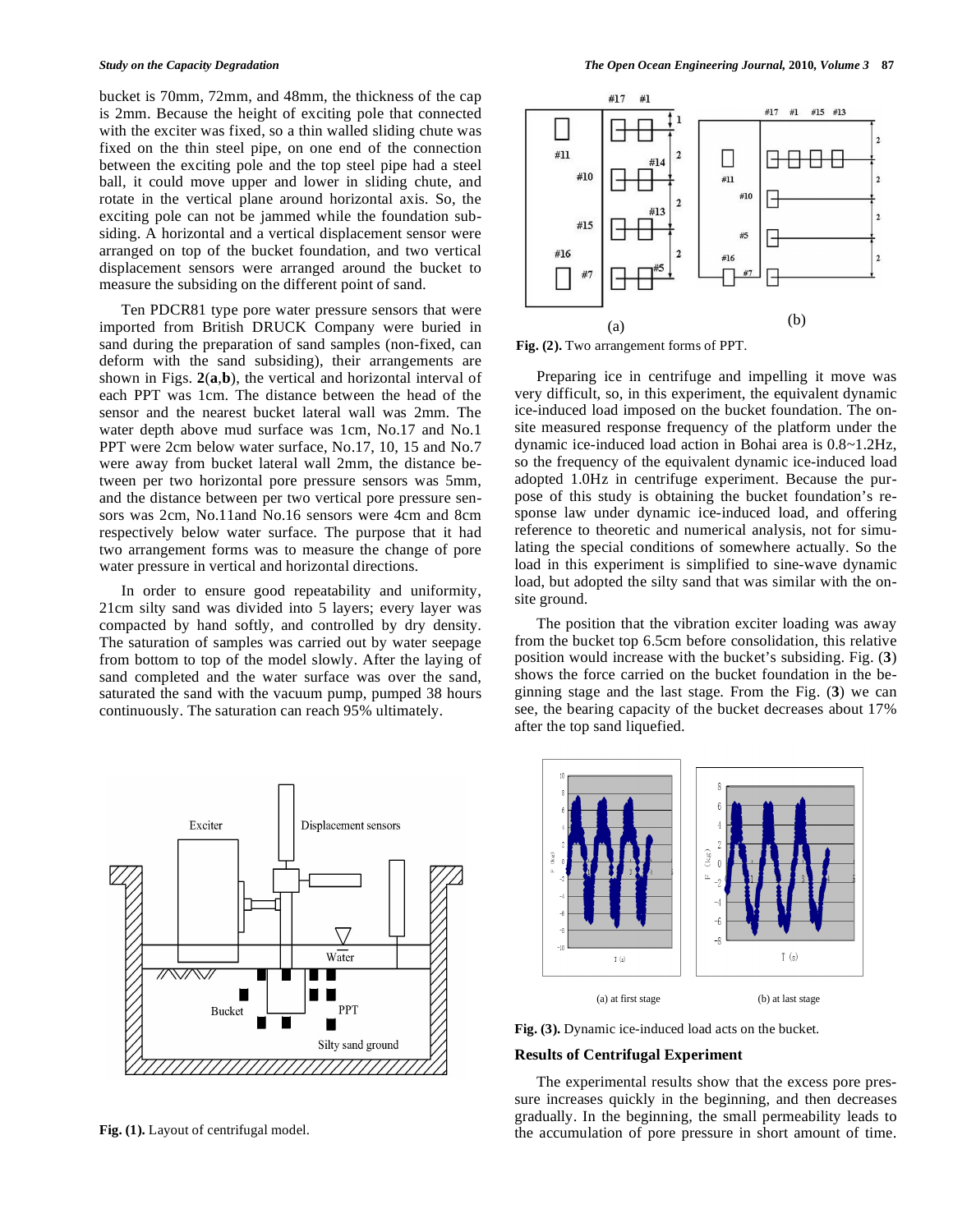bucket is 70mm, 72mm, and 48mm, the thickness of the cap is 2mm. Because the height of exciting pole that connected with the exciter was fixed, so a thin walled sliding chute was fixed on the thin steel pipe, on one end of the connection between the exciting pole and the top steel pipe had a steel ball, it could move upper and lower in sliding chute, and rotate in the vertical plane around horizontal axis. So, the exciting pole can not be jammed while the foundation subsiding. A horizontal and a vertical displacement sensor were arranged on top of the bucket foundation, and two vertical displacement sensors were arranged around the bucket to measure the subsiding on the different point of sand.

Ten PDCR81 type pore water pressure sensors that were imported from British DRUCK Company were buried in sand during the preparation of sand samples (non-fixed, can deform with the sand subsiding), their arrangements are shown in Figs. **2**(**a**,**b**), the vertical and horizontal interval of each PPT was 1cm. The distance between the head of the sensor and the nearest bucket lateral wall was 2mm. The water depth above mud surface was 1cm, No.17 and No.1 PPT were 2cm below water surface, No.17, 10, 15 and No.7 were away from bucket lateral wall 2mm, the distance between per two horizontal pore pressure sensors was 5mm, and the distance between per two vertical pore pressure sensors was 2cm, No.11and No.16 sensors were 4cm and 8cm respectively below water surface. The purpose that it had two arrangement forms was to measure the change of pore water pressure in vertical and horizontal directions.

In order to ensure good repeatability and uniformity, 21cm silty sand was divided into 5 layers; every layer was compacted by hand softly, and controlled by dry density. The saturation of samples was carried out by water seepage from bottom to top of the model slowly. After the laying of sand completed and the water surface was over the sand, saturated the sand with the vacuum pump, pumped 38 hours continuously. The saturation can reach 95% ultimately.

**Fig. (1).** Layout of centrifugal model.

**Fig. (2).** Two arrangement forms of PPT.

Preparing ice in centrifuge and impelling it move was very difficult, so, in this experiment, the equivalent dynamic ice-induced load imposed on the bucket foundation. The on-site measured response frequency of the platform under the dynamic ice-induced load action in Bohai area is 0.8~1.2Hz, so the frequency of the equivalent dynamic ice-induced load adopted 1.0Hz in centrifuge experiment. Because the purpose of this study is obtaining the bucket foundation's response law under dynamic ice-induced load, and offering reference to theoretic and numerical analysis, not for simulating the special conditions of somewhere actually. So the load in this experiment is simplified to sine-wave dynamic load, but adopted the silty sand that was similar with the on-site ground.

The position that the vibration exciter loading was away from the bucket top 6.5cm before consolidation, this relative position would increase with the bucket's subsiding. Fig. (**3**) shows the force carried on the bucket foundation in the beginning stage and the last stage. From the Fig. (**3**) we can see, the bearing capacity of the bucket decreases about 17% after the top sand liquefied.

(a) at first stage (b) at last stage

**Fig. (3).** Dynamic ice-induced load acts on the bucket.

## Results of Centrifugal Experiment

The experimental results show that the excess pore pressure increases quickly in the beginning, and then decreases gradually. In the beginning, the small permeability leads to the accumulation of pore pressure in short amount of time.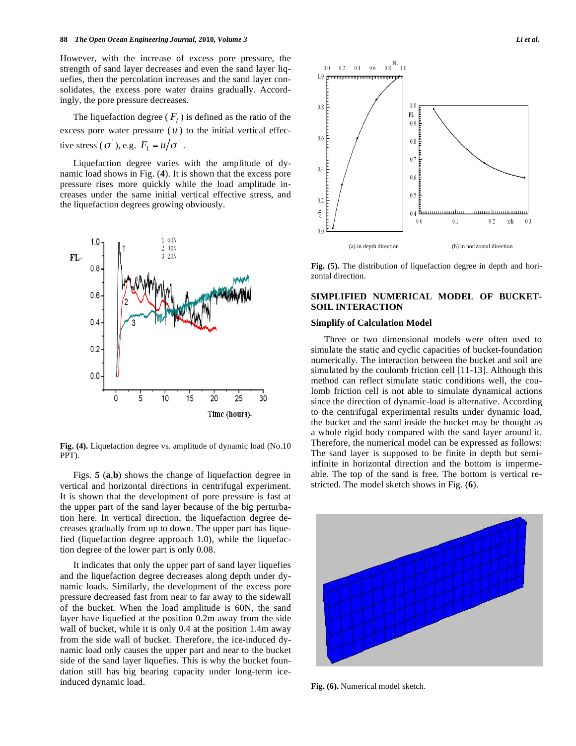However, with the increase of excess pore pressure, the strength of sand layer decreases and even the sand layer liquefies, then the percolation increases and the sand layer consolidates, the excess pore water drains gradually. Accordingly, the pore pressure decreases.

The liquefaction degree ( $F_l$ ) is defined as the ratio of the excess pore water pressure ( $u$ ) to the initial vertical effective stress ( $\sigma'$ ), e.g. $F_l = u/\sigma'$ .

Liquefaction degree varies with the amplitude of dynamic load shows in Fig. (**4**). It is shown that the excess pore pressure rises more quickly while the load amplitude increases under the same initial vertical effective stress, and the liquefaction degrees growing obviously.

**Fig. (4).** Liquefaction degree vs. amplitude of dynamic load (No.10 PPT).

Figs. **5** (**a**,**b**) shows the change of liquefaction degree in vertical and horizontal directions in centrifugal experiment. It is shown that the development of pore pressure is fast at the upper part of the sand layer because of the big perturbation here. In vertical direction, the liquefaction degree decreases gradually from up to down. The upper part has liquefied (liquefaction degree approach 1.0), while the liquefaction degree of the lower part is only 0.08.

It indicates that only the upper part of sand layer liquefies and the liquefaction degree decreases along depth under dynamic loads. Similarly, the development of the excess pore pressure decreased fast from near to far away to the sidewall of the bucket. When the load amplitude is 60N, the sand layer have liquefied at the position 0.2m away from the side wall of bucket, while it is only 0.4 at the position 1.4m away from the side wall of bucket. Therefore, the ice-induced dynamic load only causes the upper part and near to the bucket side of the sand layer liquefies. This is why the bucket foundation still has big bearing capacity under long-term ice-induced dynamic load.

(a) in depth direction (b) in horizontal direction

**Fig. (5).** The distribution of liquefaction degree in depth and horizontal direction.

## SIMPLIFIED NUMERICAL MODEL OF BUCKET-SOIL INTERACTION

### Simplify of Calculation Model

Three or two dimensional models were often used to simulate the static and cyclic capacities of bucket-foundation numerically. The interaction between the bucket and soil are simulated by the coulomb friction cell [11-13]. Although this method can reflect simulate static conditions well, the coulomb friction cell is not able to simulate dynamical actions since the direction of dynamic-load is alternative. According to the centrifugal experimental results under dynamic load, the bucket and the sand inside the bucket may be thought as a whole rigid body compared with the sand layer around it. Therefore, the numerical model can be expressed as follows: The sand layer is supposed to be finite in depth but semi-infinite in horizontal direction and the bottom is impermeable. The top of the sand is free. The bottom is vertical restricted. The model sketch shows in Fig. (**6**).

**Fig. (6).** Numerical model sketch.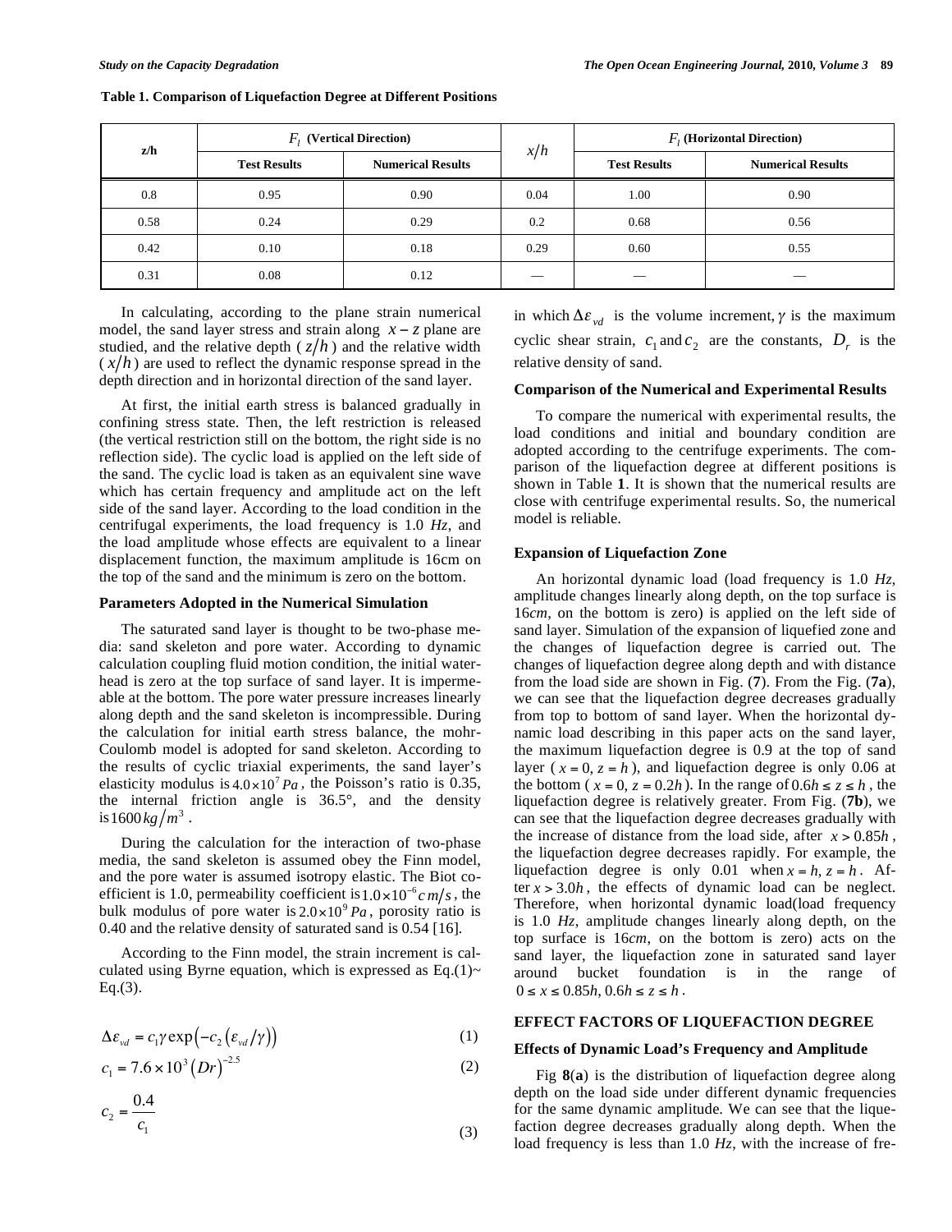**Table 1. Comparison of Liquefaction Degree at Different Positions**

| z/h | $F_l$ (Vertical Direction) | | $x/h$ | $F_l$ (Horizontal Direction) | |
|---|---|---|---|---|---|
| | Test Results | Numerical Results | | Test Results | Numerical Results |
| 0.8 | 0.95 | 0.90 | 0.04 | 1.00 | 0.90 |
| 0.58 | 0.24 | 0.29 | 0.2 | 0.68 | 0.56 |
| 0.42 | 0.10 | 0.18 | 0.29 | 0.60 | 0.55 |
| 0.31 | 0.08 | 0.12 | — | — | — |

In calculating, according to the plane strain numerical model, the sand layer stress and strain along $x-z$ plane are studied, and the relative depth ($z/h$) and the relative width ($x/h$) are used to reflect the dynamic response spread in the depth direction and in horizontal direction of the sand layer.

At first, the initial earth stress is balanced gradually in confining stress state. Then, the left restriction is released (the vertical restriction still on the bottom, the right side is no reflection side). The cyclic load is applied on the left side of the sand. The cyclic load is taken as an equivalent sine wave which has certain frequency and amplitude act on the left side of the sand layer. According to the load condition in the centrifugal experiments, the load frequency is 1.0 *Hz*, and the load amplitude whose effects are equivalent to a linear displacement function, the maximum amplitude is 16cm on the top of the sand and the minimum is zero on the bottom.

### Parameters Adopted in the Numerical Simulation

The saturated sand layer is thought to be two-phase media: sand skeleton and pore water. According to dynamic calculation coupling fluid motion condition, the initial water-head is zero at the top surface of sand layer. It is impermeable at the bottom. The pore water pressure increases linearly along depth and the sand skeleton is incompressible. During the calculation for initial earth stress balance, the mohr-Coulomb model is adopted for sand skeleton. According to the results of cyclic triaxial experiments, the sand layer's elasticity modulus is $4.0\times10^{7}\,Pa$, the Poisson's ratio is 0.35, the internal friction angle is 36.5°, and the density is $1600\,kg/m^3$.

During the calculation for the interaction of two-phase media, the sand skeleton is assumed obey the Finn model, and the pore water is assumed isotropy elastic. The Biot coefficient is 1.0, permeability coefficient is $1.0\times10^{-6}\,cm/s$, the bulk modulus of pore water is $2.0\times10^{9}\,Pa$, porosity ratio is 0.40 and the relative density of saturated sand is 0.54 [16].

According to the Finn model, the strain increment is calculated using Byrne equation, which is expressed as Eq.(1)~ Eq.(3).

$$\Delta\varepsilon_{vd} = c_1\gamma\exp\left(-c_2\left(\varepsilon_{vd}/\gamma\right)\right) \tag{1}$$

$$c_1 = 7.6\times10^{3}\left(Dr\right)^{-2.5} \tag{2}$$

$$c_2 = \frac{0.4}{c_1} \tag{3}$$

in which $\Delta\varepsilon_{vd}$ is the volume increment, $\gamma$ is the maximum cyclic shear strain, $c_1$ and $c_2$ are the constants, $D_r$ is the relative density of sand.

### Comparison of the Numerical and Experimental Results

To compare the numerical with experimental results, the load conditions and initial and boundary condition are adopted according to the centrifuge experiments. The comparison of the liquefaction degree at different positions is shown in Table **1**. It is shown that the numerical results are close with centrifuge experimental results. So, the numerical model is reliable.

### Expansion of Liquefaction Zone

An horizontal dynamic load (load frequency is 1.0 *Hz*, amplitude changes linearly along depth, on the top surface is 16*cm*, on the bottom is zero) is applied on the left side of sand layer. Simulation of the expansion of liquefied zone and the changes of liquefaction degree is carried out. The changes of liquefaction degree along depth and with distance from the load side are shown in Fig. (**7**). From the Fig. (**7a**), we can see that the liquefaction degree decreases gradually from top to bottom of sand layer. When the horizontal dynamic load describing in this paper acts on the sand layer, the maximum liquefaction degree is 0.9 at the top of sand layer ($x=0, z=h$), and liquefaction degree is only 0.06 at the bottom ($x=0, z=0.2h$). In the range of $0.6h \le z \le h$, the liquefaction degree is relatively greater. From Fig. (**7b**), we can see that the liquefaction degree decreases gradually with the increase of distance from the load side, after $x > 0.85h$, the liquefaction degree decreases rapidly. For example, the liquefaction degree is only 0.01 when $x=h, z=h$. After $x > 3.0h$, the effects of dynamic load can be neglect. Therefore, when horizontal dynamic load(load frequency is 1.0 *Hz*, amplitude changes linearly along depth, on the top surface is 16*cm*, on the bottom is zero) acts on the sand layer, the liquefaction zone in saturated sand layer around bucket foundation is in the range of $0 \le x \le 0.85h, 0.6h \le z \le h$.

## EFFECT FACTORS OF LIQUEFACTION DEGREE

### Effects of Dynamic Load's Frequency and Amplitude

Fig **8**(**a**) is the distribution of liquefaction degree along depth on the load side under different dynamic frequencies for the same dynamic amplitude. We can see that the liquefaction degree decreases gradually along depth. When the load frequency is less than 1.0 *Hz*, with the increase of fre-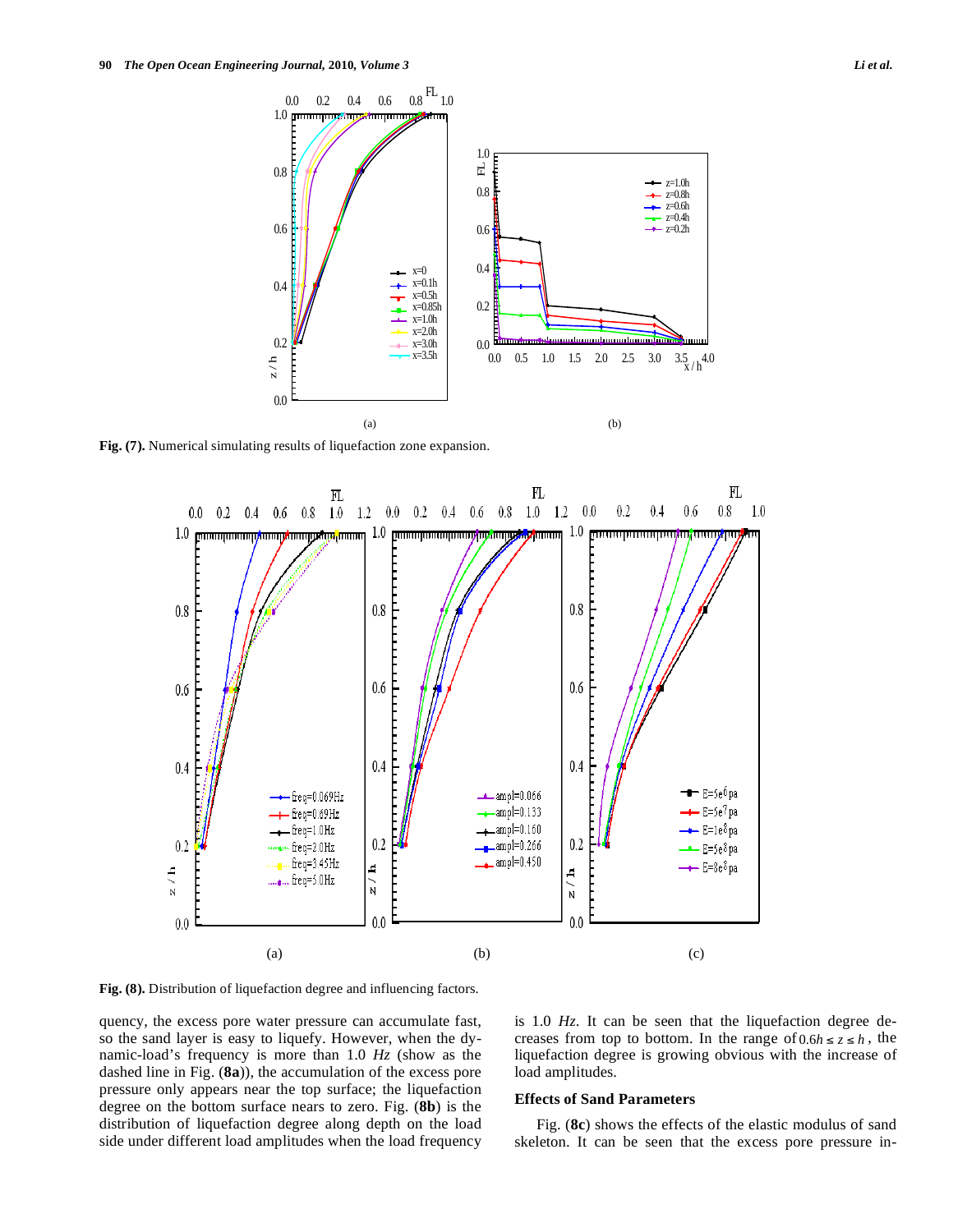Fig. (7). Numerical simulating results of liquefaction zone expansion.

Fig. (8). Distribution of liquefaction degree and influencing factors.

quency, the excess pore water pressure can accumulate fast, so the sand layer is easy to liquefy. However, when the dynamic-load's frequency is more than 1.0 *Hz* (show as the dashed line in Fig. (**8a**)), the accumulation of the excess pore pressure only appears near the top surface; the liquefaction degree on the bottom surface nears to zero. Fig. (**8b**) is the distribution of liquefaction degree along depth on the load side under different load amplitudes when the load frequency is 1.0 *Hz*. It can be seen that the liquefaction degree decreases from top to bottom. In the range of $0.6h \le z \le h$, the liquefaction degree is growing obvious with the increase of load amplitudes.

### Effects of Sand Parameters

Fig. (**8c**) shows the effects of the elastic modulus of sand skeleton. It can be seen that the excess pore pressure in-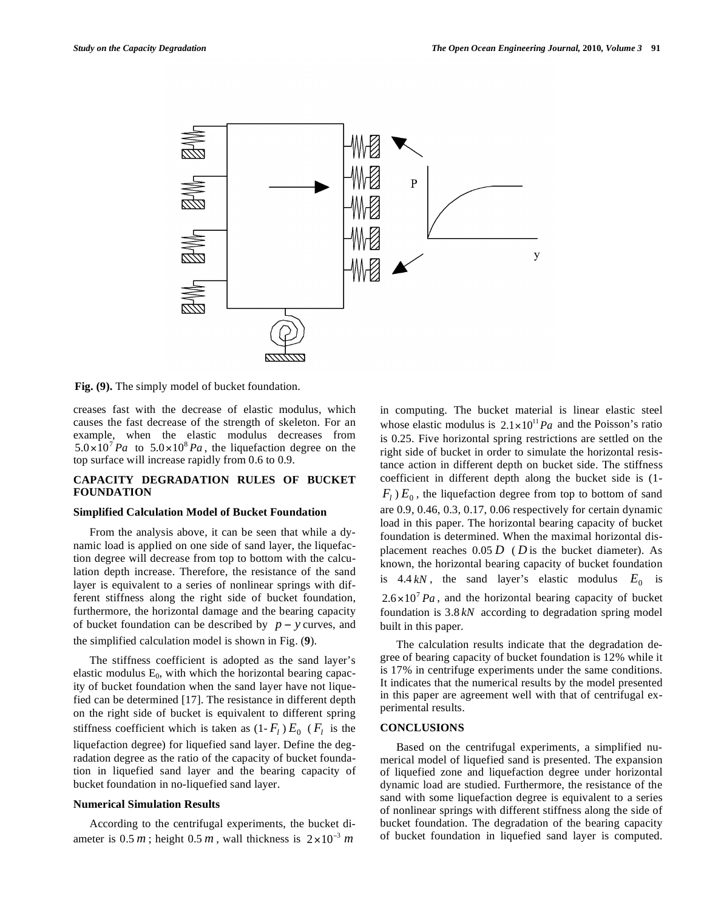**Fig. (9).** The simply model of bucket foundation.

creases fast with the decrease of elastic modulus, which causes the fast decrease of the strength of skeleton. For an example, when the elastic modulus decreases from $5.0\times10^{7}\,Pa$ to $5.0\times10^{8}\,Pa$, the liquefaction degree on the top surface will increase rapidly from 0.6 to 0.9.

## CAPACITY DEGRADATION RULES OF BUCKET FOUNDATION

### Simplified Calculation Model of Bucket Foundation

From the analysis above, it can be seen that while a dynamic load is applied on one side of sand layer, the liquefaction degree will decrease from top to bottom with the calculation depth increase. Therefore, the resistance of the sand layer is equivalent to a series of nonlinear springs with different stiffness along the right side of bucket foundation, furthermore, the horizontal damage and the bearing capacity of bucket foundation can be described by $p-y$ curves, and the simplified calculation model is shown in Fig. (**9**).

The stiffness coefficient is adopted as the sand layer's elastic modulus $E_0$, with which the horizontal bearing capacity of bucket foundation when the sand layer have not liquefied can be determined [17]. The resistance in different depth on the right side of bucket is equivalent to different spring stiffness coefficient which is taken as $(1-F_l)E_0$ ($F_l$ is the liquefaction degree) for liquefied sand layer. Define the degradation degree as the ratio of the capacity of bucket foundation in liquefied sand layer and the bearing capacity of bucket foundation in no-liquefied sand layer.

### Numerical Simulation Results

According to the centrifugal experiments, the bucket diameter is $0.5\,m$; height $0.5\,m$, wall thickness is $2\times10^{-3}\,m$ in computing. The bucket material is linear elastic steel whose elastic modulus is $2.1\times10^{11}\,Pa$ and the Poisson's ratio is 0.25. Five horizontal spring restrictions are settled on the right side of bucket in order to simulate the horizontal resistance action in different depth on bucket side. The stiffness coefficient in different depth along the bucket side is $(1-F_l)E_0$, the liquefaction degree from top to bottom of sand are 0.9, 0.46, 0.3, 0.17, 0.06 respectively for certain dynamic load in this paper. The horizontal bearing capacity of bucket foundation is determined. When the maximal horizontal displacement reaches $0.05\,D$ ($D$ is the bucket diameter). As known, the horizontal bearing capacity of bucket foundation is $4.4\,kN$, the sand layer's elastic modulus $E_0$ is $2.6\times10^{7}\,Pa$, and the horizontal bearing capacity of bucket foundation is $3.8\,kN$ according to degradation spring model built in this paper.

The calculation results indicate that the degradation degree of bearing capacity of bucket foundation is 12% while it is 17% in centrifuge experiments under the same conditions. It indicates that the numerical results by the model presented in this paper are agreement well with that of centrifugal experimental results.

## CONCLUSIONS

Based on the centrifugal experiments, a simplified numerical model of liquefied sand is presented. The expansion of liquefied zone and liquefaction degree under horizontal dynamic load are studied. Furthermore, the resistance of the sand with some liquefaction degree is equivalent to a series of nonlinear springs with different stiffness along the side of bucket foundation. The degradation of the bearing capacity of bucket foundation in liquefied sand layer is computed.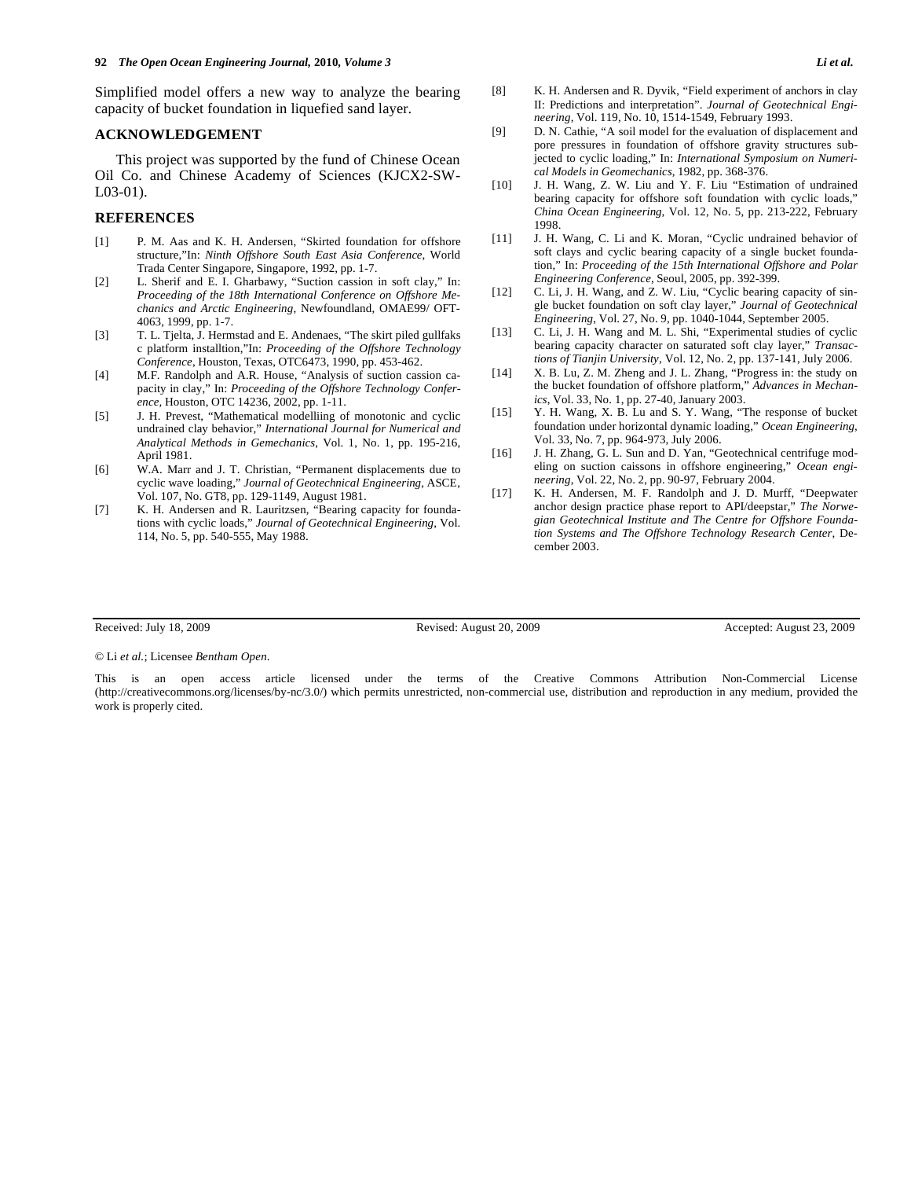Simplified model offers a new way to analyze the bearing capacity of bucket foundation in liquefied sand layer.

## ACKNOWLEDGEMENT

This project was supported by the fund of Chinese Ocean Oil Co. and Chinese Academy of Sciences (KJCX2-SW-L03-01).

## REFERENCES

[1] P. M. Aas and K. H. Andersen, "Skirted foundation for offshore structure,"In: *Ninth Offshore South East Asia Conference*, World Trada Center Singapore, Singapore, 1992, pp. 1-7.

[2] L. Sherif and E. I. Gharbawy, "Suction cassion in soft clay," In: *Proceeding of the 18th International Conference on Offshore Mechanics and Arctic Engineering*, Newfoundland, OMAE99/ OFT-4063, 1999, pp. 1-7.

[3] T. L. Tjelta, J. Hermstad and E. Andenaes, "The skirt piled gullfaks c platform installtion,"In: *Proceeding of the Offshore Technology Conference*, Houston, Texas, OTC6473, 1990, pp. 453-462.

[4] M.F. Randolph and A.R. House, "Analysis of suction cassion capacity in clay," In: *Proceeding of the Offshore Technology Conference*, Houston, OTC 14236, 2002, pp. 1-11.

[5] J. H. Prevest, "Mathematical modelliing of monotonic and cyclic undrained clay behavior," *International Journal for Numerical and Analytical Methods in Gemechanics*, Vol. 1, No. 1, pp. 195-216, April 1981.

[6] W.A. Marr and J. T. Christian, "Permanent displacements due to cyclic wave loading," *Journal of Geotechnical Engineering*, ASCE, Vol. 107, No. GT8, pp. 129-1149, August 1981.

[7] K. H. Andersen and R. Lauritzsen, "Bearing capacity for foundations with cyclic loads," *Journal of Geotechnical Engineering*, Vol. 114, No. 5, pp. 540-555, May 1988.

[8] K. H. Andersen and R. Dyvik, "Field experiment of anchors in clay II: Predictions and interpretation". *Journal of Geotechnical Engineering*, Vol. 119, No. 10, 1514-1549, February 1993.

[9] D. N. Cathie, "A soil model for the evaluation of displacement and pore pressures in foundation of offshore gravity structures subjected to cyclic loading," In: *International Symposium on Numerical Models in Geomechanics*, 1982, pp. 368-376.

[10] J. H. Wang, Z. W. Liu and Y. F. Liu "Estimation of undrained bearing capacity for offshore soft foundation with cyclic loads," *China Ocean Engineering*, Vol. 12, No. 5, pp. 213-222, February 1998.

[11] J. H. Wang, C. Li and K. Moran, "Cyclic undrained behavior of soft clays and cyclic bearing capacity of a single bucket foundation," In: *Proceeding of the 15th International Offshore and Polar Engineering Conference*, Seoul, 2005, pp. 392-399.

[12] C. Li, J. H. Wang, and Z. W. Liu, "Cyclic bearing capacity of single bucket foundation on soft clay layer," *Journal of Geotechnical Engineering*, Vol. 27, No. 9, pp. 1040-1044, September 2005.

[13] C. Li, J. H. Wang and M. L. Shi, "Experimental studies of cyclic bearing capacity character on saturated soft clay layer," *Transactions of Tianjin University*, Vol. 12, No. 2, pp. 137-141, July 2006.

[14] X. B. Lu, Z. M. Zheng and J. L. Zhang, "Progress in: the study on the bucket foundation of offshore platform," *Advances in Mechanics*, Vol. 33, No. 1, pp. 27-40, January 2003.

[15] Y. H. Wang, X. B. Lu and S. Y. Wang, "The response of bucket foundation under horizontal dynamic loading," *Ocean Engineering*, Vol. 33, No. 7, pp. 964-973, July 2006.

[16] J. H. Zhang, G. L. Sun and D. Yan, "Geotechnical centrifuge modeling on suction caissons in offshore engineering," *Ocean engineering*, Vol. 22, No. 2, pp. 90-97, February 2004.

[17] K. H. Andersen, M. F. Randolph and J. D. Murff, "Deepwater anchor design practice phase report to API/deepstar," *The Norwegian Geotechnical Institute and The Centre for Offshore Foundation Systems and The Offshore Technology Research Center*, December 2003.

Received: July 18, 2009 Revised: August 20, 2009 Accepted: August 23, 2009

© Li *et al.*; Licensee *Bentham Open*.

This is an open access article licensed under the terms of the Creative Commons Attribution Non-Commercial License (http://creativecommons.org/licenses/by-nc/3.0/) which permits unrestricted, non-commercial use, distribution and reproduction in any medium, provided the work is properly cited.